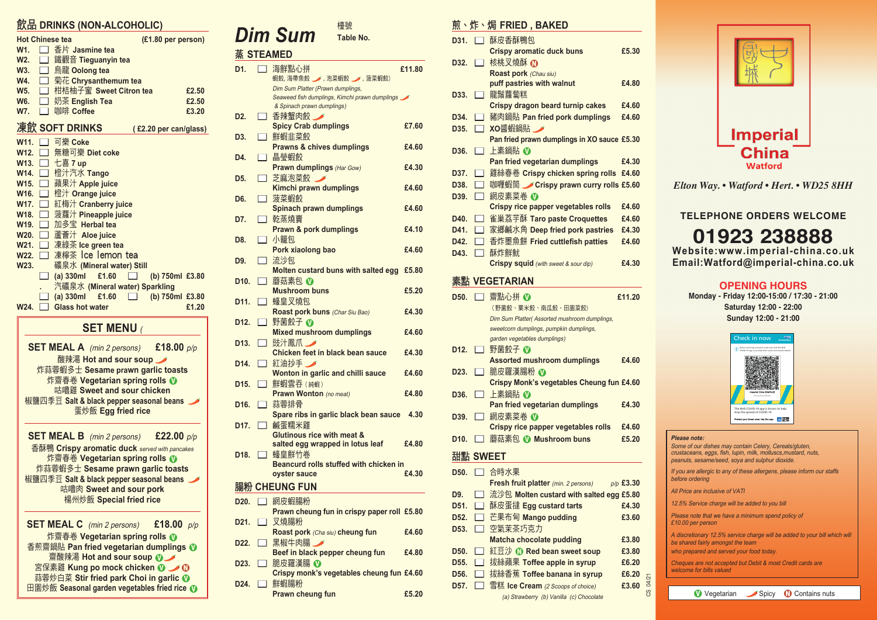# 飲品 DRINKS (NON-ALCOHOLIC)

**Hot Chinese tea** (£1.80 per person)

- W1. 香片 Jasmine tea
- W2. 鐵觀音 Tieguanyin tea
- W3. 烏龍 Oolong tea
- W4. 菊花 Chrysanthemum tea
- W5. 柑桔柚子蜜 Sweet Citron tea £2.50
- W6. 奶茶 English Tea £2.50
- W7. 咖啡 Coffee £3.20

## 凍飲 SOFT DRINKS (£2.20 per can/glass)

- W11. 可樂 Coke
- W12. 無糖可樂 Diet coke
- W13. 七喜 7 up
- W14. 橙汁汽水 Tango
- W15. 蘋果汁 Apple juice
- W16. 橙汁 Orange juice
- W17. 紅梅汁 Cranberry juice
- W18. 菠蘿汁 Pineapple juice
- W19. 加多宝 Herbal tea
- W20. 蘆薈汁 Aloe juice
- W21. 凍綠茶 Ice green tea
- W22. 凍檸茶 Ice lemon tea
- W23. 礦泉水 (Mineral water) Still
  - (a) 330ml £1.60 (b) 750ml £3.80
  - 汽礦泉水 (Mineral water) Sparkling
  - (a) 330ml £1.60 (b) 750ml £3.80
- W24. Glass hot water £1.20

## SET MENU

### SET MEAL A (min 2 persons) £18.00 p/p

- 酸辣湯 Hot and sour soup (Spicy)
- 炸蒜蓉蝦多士 Sesame prawn garlic toasts
- 炸齋春卷 Vegetarian spring rolls (V)
- 咕嚕雞 Sweet and sour chicken
- 椒鹽四季豆 Salt & black pepper seasonal beans (Spicy)
- 蛋炒飯 Egg fried rice

### SET MEAL B (min 2 persons) £22.00 p/p

- 香酥鴨 Crispy aromatic duck *served with pancakes*
- 炸齋春卷 Vegetarian spring rolls (V)
- 炸蒜蓉蝦多士 Sesame prawn garlic toasts
- 椒鹽四季豆 Salt & black pepper seasonal beans (Spicy)
- 咕嚕肉 Sweet and sour pork
- 楊州炒飯 Special fried rice

### SET MEAL C (min 2 persons) £18.00 p/p

- 炸齋春卷 Vegetarian spring rolls (V)
- 香煎齋鍋貼 Pan fried vegetarian dumplings (V)
- 齋酸辣湯 Hot and sour soup (V) (Spicy)
- 宮保素雞 Kung po mock chicken (V) (Spicy) (N)
- 蒜蓉炒白菜 Stir fried park Choi in garlic (V)
- 田園炒飯 Seasonal garden vegetables fried rice (V)

# Dim Sum

檯號 Table No.

## 蒸 STEAMED

- D1. 海鮮點心拼 £11.80
  蝦餃, 海帶魚餃 (Spicy), 泡菜蝦餃 (Spicy), 菠菜蝦餃)
  *Dim Sum Platter (Prawn dumplings, Seaweed fish dumplings, Kimchi prawn dumplings (Spicy) & Spinach prawn dumplings)*
- D2. 香辣蟹肉餃 (Spicy) Spicy Crab dumplings £7.60
- D3. 鮮蝦韭菜餃 Prawns & chives dumplings £4.60
- D4. 晶瑩蝦餃 Prawn dumplings *(Har Gow)* £4.30
- D5. 芝麻泡菜餃 (Spicy) Kimchi prawn dumplings £4.60
- D6. 菠菜蝦餃 Spinach prawn dumplings £4.60
- D7. 乾蒸燒賣 Prawn & pork dumplings £4.10
- D8. 小籠包 Pork xiaolong bao £4.60
- D9. 流沙包 Molten custard buns with salted egg £5.80
- D10. 蘑菇素包 (V) Mushroom buns £5.20
- D11. 蠔皇叉燒包 Roast pork buns *(Char Siu Bao)* £4.30
- D12. 野菌餃子 (V) Mixed mushroom dumplings £4.60
- D13. 豉汁鳳爪 (Spicy) Chicken feet in black bean sauce £4.30
- D14. 紅油抄手 (Spicy) Wonton in garlic and chilli sauce £4.60
- D15. 鮮蝦雲吞（純蝦）Prawn Wonton *(no meat)* £4.80
- D16. 蒜蓉排骨 Spare ribs in garlic black bean sauce 4.30
- D17. 鹹蛋糯米雞 Glutinous rice with meat & salted egg wrapped in lotus leaf £4.80
- D18. 蠔皇鮮竹卷 Beancurd rolls stuffed with chicken in oyster sauce £4.30

## 腸粉 CHEUNG FUN

- D20. 網皮蝦腸粉 Prawn cheung fun in crispy paper roll £5.80
- D21. 叉燒腸粉 Roast pork *(Cha siu)* cheung fun £4.60
- D22. 黑椒牛肉腸 (Spicy) Beef in black pepper cheung fun £4.80
- D23. 脆皮羅漢腸 (V) Crispy monk's vegetables cheung fun £4.60
- D24. 鮮蝦腸粉 Prawn cheung fun £5.20

## 煎、炸、焗 FRIED, BAKED

- D31. 酥皮香酥鴨包 Crispy aromatic duck buns £5.30
- D32. 核桃叉燒酥 (N) Roast pork *(Chau siu)* puff pastries with walnut £4.80
- D33. 龍鬚蘿蔔糕 Crispy dragon beard turnip cakes £4.60
- D34. 豬肉鍋貼 Pan fried pork dumplings £4.60
- D35. XO醬蝦鍋貼 (Spicy) Pan fried prawn dumplings in XO sauce £5.30
- D36. 上素鍋貼 (V) Pan fried vegetarian dumplings £4.30
- D37. 雞絲春卷 Crispy chicken spring rolls £4.60
- D38. 咖喱蝦筒 (Spicy) Crispy prawn curry rolls £5.60
- D39. 網皮素菜卷 (V) Crispy rice papper vegetables rolls £4.60
- D40. 雀巢荔芋酥 Taro paste Croquettes £4.60
- D41. 家鄉鹹水角 Deep fried pork pastries £4.30
- D42. 香炸墨魚餅 Fried cuttlefish patties £4.60
- D43. 酥炸鮮魷 Crispy squid *(with sweet & sour dip)* £4.30

## 素點 VEGETARIAN

- D50. 齋點心拼 (V) £11.20
  （野菌餃、粟米餃、南瓜餃、田園菜餃）
  *Dim Sum Platter( Assorted mushroom dumplings, sweetcorn dumplings, pumpkin dumplings, garden vegetables dumplings)*
- D12. 野菌餃子 (V) Assorted mushroom dumplings £4.60
- D23. 脆皮羅漢腸粉 (V) Crispy Monk's vegetables Cheung fun £4.60
- D36. 上素鍋貼 (V) Pan fried vegetarian dumplings £4.30
- D39. 網皮素菜卷 (V) Crispy rice papper vegetables rolls £4.60
- D10. 蘑菇素包 (V) Mushroom buns £5.20

## 甜點 SWEET

- D50. 合時水果 Fresh fruit platter *(min. 2 persons)* p/p £3.30
- D9. 流沙包 Molten custard buns with salted egg £5.80
- D51. 酥皮蛋撻 Egg custard tarts £4.30
- D52. 芒果布甸 Mango pudding £3.60
- D53. 空氣茉茶巧克力 Matcha chocolate pudding £3.80
- D50. 紅豆沙 (N) Red bean sweet soup £3.80
- D55. 拔絲蘋果 Toffee apple in syrup £6.20
- D56. 拔絲香蕉 Toffee banana in syrup £6.20
- D57. 雪糕 Ice Cream *(2 Scoops of choice)* £3.60
  *(a) Strawberry (b) Vanilla (c) Chocolate*

CS 04/21

# Imperial China
## Watford

*Elton Way. • Watford • Hert. • WD25 8HH*

**TELEPHONE ORDERS WELCOME**

# 01923 238888

**Website:www.imperial-china.co.uk**
**Email:Watford@imperial-china.co.uk**

## OPENING HOURS

Monday - Friday 12:00-15:00 / 17:30 - 21:00
Saturday 12:00 - 22:00
Sunday 12:00 - 21:00

Check in now

***Please note:***

*Some of our dishes may contain Celery, Cereals/gluten, crustaceans, eggs, fish, lupin, milk, molluscs,mustard, nuts, peanuts, sesame/seed, soya and sulphur dioxide.*

*If you are allergic to any of these allergens, please inform our staffs before ordering*

*All Price are inclusive of VATI*

*12.5% Service charge will be added to you bill*

*Please note that we have a minimum spend policy of £10.00 per person*

*A discretionary 12.5% service charge will be added to your bill which will be shared fairly amongst the team who prepared and served your food today.*

*Cheques are not accepted but Debit & most Credit cards are welcome for bills valued*

(V) Vegetarian (Spicy) Spicy (N) Contains nuts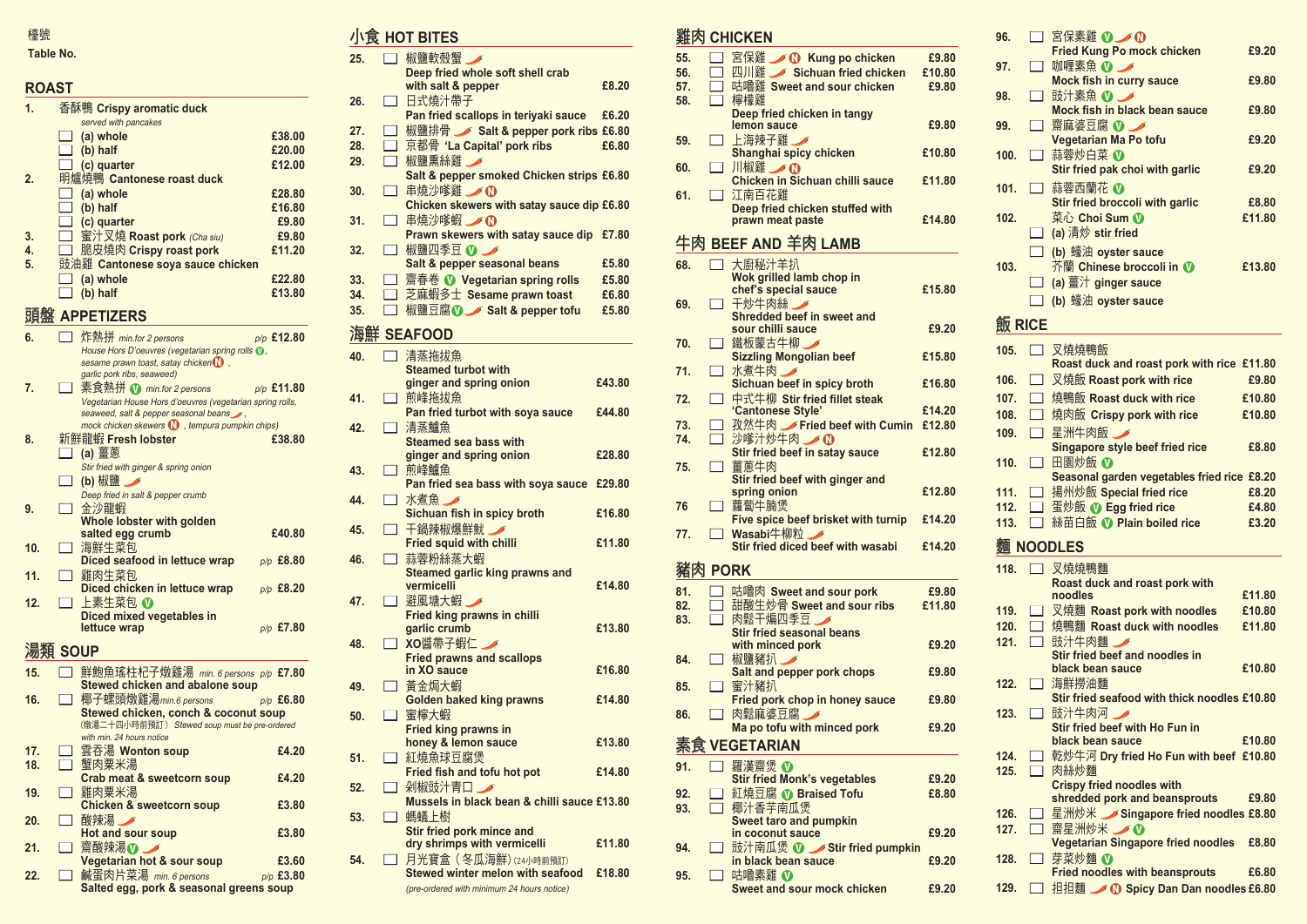檯號

Table No.

## ROAST

1. 香酥鴨 Crispy aromatic duck
   *served with pancakes*
   - (a) whole £38.00
   - (b) half £20.00
   - (c) quarter £12.00
2. 明爐燒鴨 Cantonese roast duck
   - (a) whole £28.80
   - (b) half £16.80
   - (c) quarter £9.80
3. 蜜汁叉燒 Roast pork *(Cha siu)* £9.80
4. 脆皮燒肉 Crispy roast pork £11.20
5. 豉油雞 Cantonese soya sauce chicken
   - (a) whole £22.80
   - (b) half £13.80

## 頭盤 APPETIZERS

6. 炸熱拼 *min.for 2 persons* p/p £12.80
   *House Hors D'oeuvres (vegetarian spring rolls V, sesame prawn toast, satay chicken N, garlic pork ribs, seaweed)*
7. 素食熱拼 V *min.for 2 persons* p/p £11.80
   *Vegetarian House Hors d'oeuvres (vegetarian spring rolls, seaweed, salt & pepper seasonal beans, mock chicken skewers N, tempura pumpkin chips)*
8. 新鮮龍蝦 Fresh lobster £38.80
   - (a) 薑蔥 *Stir fried with ginger & spring onion*
   - (b) 椒鹽 *Deep fried in salt & pepper crumb*
9. 金沙龍蝦 Whole lobster with golden salted egg crumb £40.80
10. 海鮮生菜包 Diced seafood in lettuce wrap p/p £8.80
11. 雞肉生菜包 Diced chicken in lettuce wrap p/p £8.20
12. 上素生菜包 V Diced mixed vegetables in lettuce wrap p/p £7.80

## 湯類 SOUP

15. 鮮鮑魚瑤柱杞子燉雞湯 *min. 6 persons* p/p £7.80
    Stewed chicken and abalone soup
16. 椰子螺頭燉雞湯 *min.6 persons* p/p £6.80
    Stewed chicken, conch & coconut soup
    *(燉湯二十四小時前預訂) Stewed soup must be pre-ordered with min. 24 hours notice*
17. 雲吞湯 Wonton soup £4.20
18. 蟹肉粟米湯 Crab meat & sweetcorn soup £4.20
19. 雞肉粟米湯 Chicken & sweetcorn soup £3.80
20. 酸辣湯 Hot and sour soup £3.80
21. 齋酸辣湯 V Vegetarian hot & sour soup £3.60
22. 鹹蛋肉片菜湯 *min. 6 persons* p/p £3.80
    Salted egg, pork & seasonal greens soup

## 小食 HOT BITES

25. 椒鹽軟殼蟹 Deep fried whole soft shell crab with salt & pepper £8.20
26. 日式燒汁帶子 Pan fried scallops in teriyaki sauce £6.20
27. 椒鹽排骨 Salt & pepper pork ribs £6.80
28. 京都骨 'La Capital' pork ribs £6.80
29. 椒鹽熏絲雞 Salt & pepper smoked Chicken strips £6.80
30. 串燒沙嗲雞 N Chicken skewers with satay sauce dip £6.80
31. 串燒沙嗲蝦 N Prawn skewers with satay sauce dip £7.80
32. 椒鹽四季豆 V Salt & pepper seasonal beans £5.80
33. 齋春卷 V Vegetarian spring rolls £5.80
34. 芝麻蝦多士 Sesame prawn toast £6.80
35. 椒鹽豆腐 V Salt & pepper tofu £5.80

## 海鮮 SEAFOOD

40. 清蒸拖拔魚 Steamed turbot with ginger and spring onion £43.80
41. 煎峰拖拔魚 Pan fried turbot with soya sauce £44.80
42. 清蒸鱸魚 Steamed sea bass with ginger and spring onion £28.80
43. 煎峰鱸魚 Pan fried sea bass with soya sauce £29.80
44. 水煮魚 Sichuan fish in spicy broth £16.80
45. 干鍋椒爆鮮魷 Fried squid with chilli £11.80
46. 蒜蓉粉絲蒸大蝦 Steamed garlic king prawns and vermicelli £14.80
47. 避風塘大蝦 Fried king prawns in chilli garlic crumb £13.80
48. XO醬帶子蝦仁 Fried prawns and scallops in XO sauce £16.80
49. 黃金焗大蝦 Golden baked king prawns £14.80
50. 蜜檸大蝦 Fried king prawns in honey & lemon sauce £13.80
51. 紅燒魚球豆腐煲 Fried fish and tofu hot pot £14.80
52. 剁椒豉汁青口 Mussels in black bean & chilli sauce £13.80
53. 螞蟻上樹 Stir fried pork mince and dry shrimps with vermicelli £11.80
54. 月光寶盒（冬瓜海鮮）(24小時前預訂) Stewed winter melon with seafood £18.80
    *(pre-ordered with minimum 24 hours notice)*

## 雞肉 CHICKEN

55. 宮保雞 N Kung po chicken £9.80
56. 四川雞 Sichuan fried chicken £10.80
57. 咕嚕雞 Sweet and sour chicken £9.80
58. 檸檬雞 Deep fried chicken in tangy lemon sauce £9.80
59. 上海辣子雞 Shanghai spicy chicken £10.80
60. 川椒雞 N Chicken in Sichuan chilli sauce £11.80
61. 江南百花雞 Deep fried chicken stuffed with prawn meat paste £14.80

## 牛肉 BEEF AND 羊肉 LAMB

68. 大廚秘汁羊扒 Wok grilled lamb chop in chef's special sauce £15.80
69. 干炒牛肉絲 Shredded beef in sweet and sour chilli sauce £9.20
70. 鐵板蒙古牛柳 Sizzling Mongolian beef £15.80
71. 水煮牛肉 Sichuan beef in spicy broth £16.80
72. 中式牛柳 Stir fried fillet steak 'Cantonese Style' £14.20
73. 孜然牛肉 Fried beef with Cumin £12.80
74. 沙嗲汁炒牛肉 N Stir fried beef in satay sauce £12.80
75. 薑蔥牛肉 Stir fried beef with ginger and spring onion £12.80
76. 蘿蔔牛腩煲 Five spice beef brisket with turnip £14.20
77. Wasabi牛柳粒 Stir fried diced beef with wasabi £14.20

## 豬肉 PORK

81. 咕嚕肉 Sweet and sour pork £9.80
82. 甜酸生炒骨 Sweet and sour ribs £11.80
83. 肉鬆干煸四季豆 Stir fried seasonal beans with minced pork £9.20
84. 椒鹽豬扒 Salt and pepper pork chops £9.80
85. 蜜汁豬扒 Fried pork chop in honey sauce £9.80
86. 肉鬆麻婆豆腐 Ma po tofu with minced pork £9.20

## 素食 VEGETARIAN

91. 羅漢齋煲 V Stir fried Monk's vegetables £9.20
92. 紅燒豆腐 V Braised Tofu £8.80
93. 椰汁香芋南瓜煲 Sweet taro and pumpkin in coconut sauce £9.20
94. 豉汁南瓜煲 V Stir fried pumpkin in black bean sauce £9.20
95. 咕嚕素雞 V Sweet and sour mock chicken £9.20
96. 宮保素雞 V N Fried Kung Po mock chicken £9.20
97. 咖喱素魚 V Mock fish in curry sauce £9.80
98. 豉汁素魚 V Mock fish in black bean sauce £9.80
99. 齋麻婆豆腐 V Vegetarian Ma Po tofu £9.20
100. 蒜蓉炒白菜 V Stir fried pak choi with garlic £9.20
101. 蒜蓉西蘭花 V Stir fried broccoli with garlic £8.80
102. 菜心 Choi Sum V £11.80
     - (a) 清炒 stir fried
     - (b) 蠔油 oyster sauce
103. 芥蘭 Chinese broccoli in V £13.80
     - (a) 薑汁 ginger sauce
     - (b) 蠔油 oyster sauce

## 飯 RICE

105. 叉燒燒鴨飯 Roast duck and roast pork with rice £11.80
106. 叉燒飯 Roast pork with rice £9.80
107. 燒鴨飯 Roast duck with rice £10.80
108. 燒肉飯 Crispy pork with rice £10.80
109. 星洲牛肉飯 Singapore style beef fried rice £8.80
110. 田園炒飯 V Seasonal garden vegetables fried rice £8.20
111. 揚州炒飯 Special fried rice £8.20
112. 蛋炒飯 V Egg fried rice £4.80
113. 絲苗白飯 V Plain boiled rice £3.20

## 麵 NOODLES

118. 叉燒燒鴨麵 Roast duck and roast pork with noodles £11.80
119. 叉燒麵 Roast pork with noodles £10.80
120. 燒鴨麵 Roast duck with noodles £11.80
121. 豉汁牛肉麵 Stir fried beef and noodles in black bean sauce £10.80
122. 海鮮撈油麵 Stir fried seafood with thick noodles £10.80
123. 豉汁牛肉河 Stir fried beef with Ho Fun in black bean sauce £10.80
124. 乾炒牛河 Dry fried Ho Fun with beef £10.80
125. 肉絲炒麵 Crispy fried noodles with shredded pork and beansprouts £9.80
126. 星洲炒米 Singapore fried noodles £8.80
127. 齋星洲炒米 V Vegetarian Singapore fried noodles £8.80
128. 芽菜炒麵 V Fried noodles with beansprouts £6.80
129. 担担麵 N Spicy Dan Dan noodles £6.80